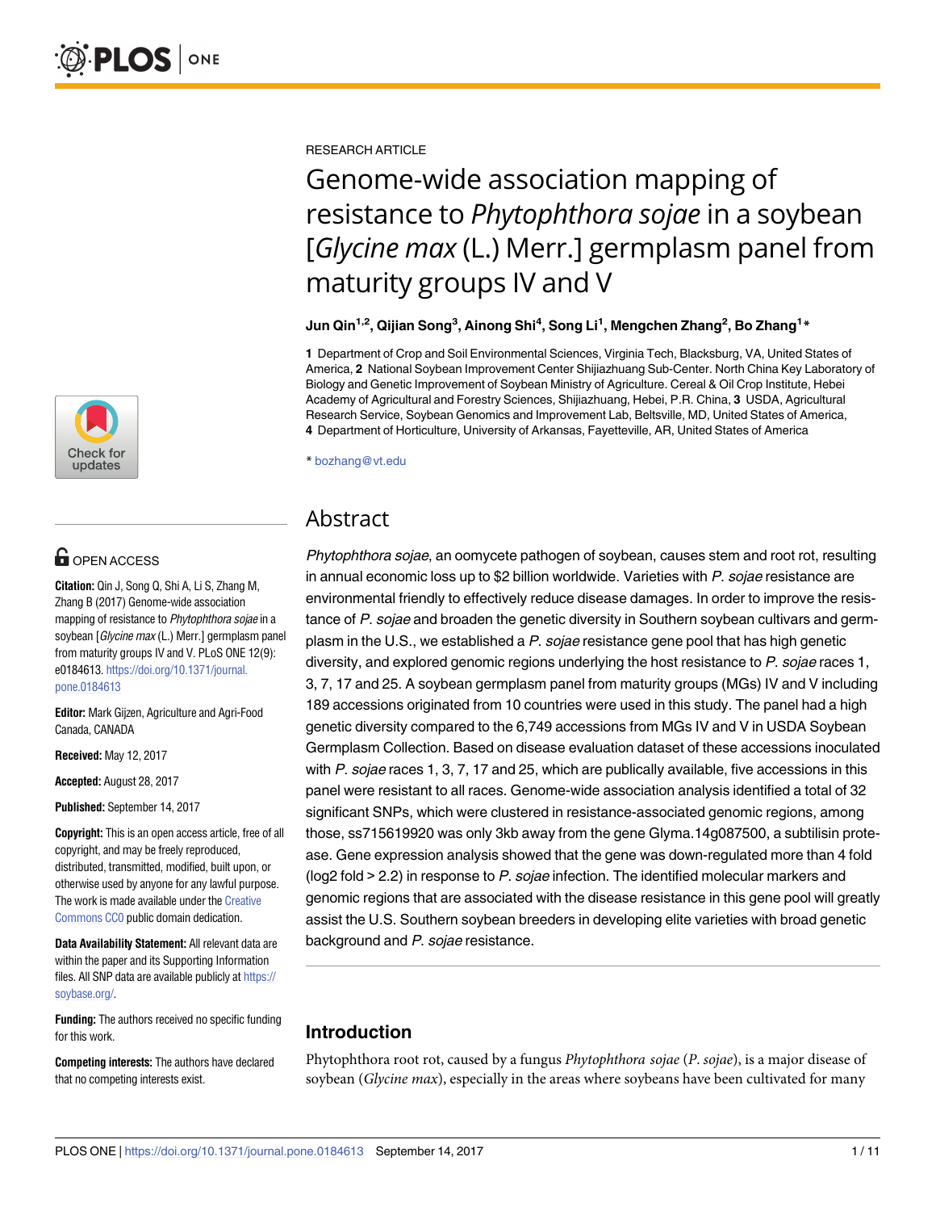RESEARCH ARTICLE

# Genome-wide association mapping of resistance to *Phytophthora sojae* in a soybean [*Glycine max* (L.) Merr.] germplasm panel from maturity groups IV and V

**Jun Qin[1,2], Qijian Song[3], Ainong Shi[4], Song Li[1], Mengchen Zhang[2], Bo Zhang[1]***

**1** Department of Crop and Soil Environmental Sciences, Virginia Tech, Blacksburg, VA, United States of America, **2** National Soybean Improvement Center Shijiazhuang Sub-Center. North China Key Laboratory of Biology and Genetic Improvement of Soybean Ministry of Agriculture. Cereal & Oil Crop Institute, Hebei Academy of Agricultural and Forestry Sciences, Shijiazhuang, Hebei, P.R. China, **3** USDA, Agricultural Research Service, Soybean Genomics and Improvement Lab, Beltsville, MD, United States of America, **4** Department of Horticulture, University of Arkansas, Fayetteville, AR, United States of America

* bozhang@vt.edu

OPEN ACCESS

**Citation:** Qin J, Song Q, Shi A, Li S, Zhang M, Zhang B (2017) Genome-wide association mapping of resistance to *Phytophthora sojae* in a soybean [*Glycine max* (L.) Merr.] germplasm panel from maturity groups IV and V. PLoS ONE 12(9): e0184613. https://doi.org/10.1371/journal.pone.0184613

**Editor:** Mark Gijzen, Agriculture and Agri-Food Canada, CANADA

**Received:** May 12, 2017

**Accepted:** August 28, 2017

**Published:** September 14, 2017

**Copyright:** This is an open access article, free of all copyright, and may be freely reproduced, distributed, transmitted, modified, built upon, or otherwise used by anyone for any lawful purpose. The work is made available under the Creative Commons CC0 public domain dedication.

**Data Availability Statement:** All relevant data are within the paper and its Supporting Information files. All SNP data are available publicly at https://soybase.org/.

**Funding:** The authors received no specific funding for this work.

**Competing interests:** The authors have declared that no competing interests exist.

## Abstract

*Phytophthora sojae*, an oomycete pathogen of soybean, causes stem and root rot, resulting in annual economic loss up to $2 billion worldwide. Varieties with *P. sojae* resistance are environmental friendly to effectively reduce disease damages. In order to improve the resistance of *P. sojae* and broaden the genetic diversity in Southern soybean cultivars and germplasm in the U.S., we established a *P. sojae* resistance gene pool that has high genetic diversity, and explored genomic regions underlying the host resistance to *P. sojae* races 1, 3, 7, 17 and 25. A soybean germplasm panel from maturity groups (MGs) IV and V including 189 accessions originated from 10 countries were used in this study. The panel had a high genetic diversity compared to the 6,749 accessions from MGs IV and V in USDA Soybean Germplasm Collection. Based on disease evaluation dataset of these accessions inoculated with *P. sojae* races 1, 3, 7, 17 and 25, which are publically available, five accessions in this panel were resistant to all races. Genome-wide association analysis identified a total of 32 significant SNPs, which were clustered in resistance-associated genomic regions, among those, ss715619920 was only 3kb away from the gene Glyma.14g087500, a subtilisin protease. Gene expression analysis showed that the gene was down-regulated more than 4 fold (log2 fold > 2.2) in response to *P. sojae* infection. The identified molecular markers and genomic regions that are associated with the disease resistance in this gene pool will greatly assist the U.S. Southern soybean breeders in developing elite varieties with broad genetic background and *P. sojae* resistance.

## Introduction

Phytophthora root rot, caused by a fungus *Phytophthora sojae* (*P. sojae*), is a major disease of soybean (*Glycine max*), especially in the areas where soybeans have been cultivated for many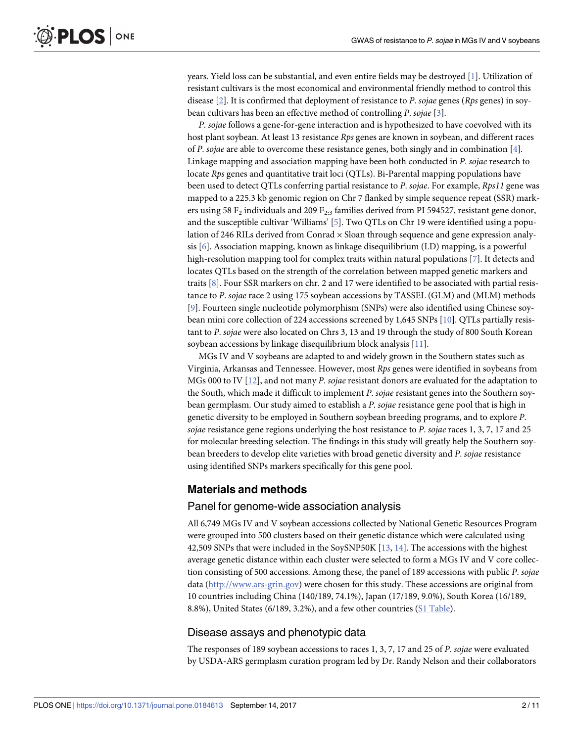years. Yield loss can be substantial, and even entire fields may be destroyed [1]. Utilization of resistant cultivars is the most economical and environmental friendly method to control this disease [2]. It is confirmed that deployment of resistance to *P. sojae* genes (*Rps* genes) in soybean cultivars has been an effective method of controlling *P. sojae* [3].

*P. sojae* follows a gene-for-gene interaction and is hypothesized to have coevolved with its host plant soybean. At least 13 resistance *Rps* genes are known in soybean, and different races of *P. sojae* are able to overcome these resistance genes, both singly and in combination [4]. Linkage mapping and association mapping have been both conducted in *P. sojae* research to locate *Rps* genes and quantitative trait loci (QTLs). Bi-Parental mapping populations have been used to detect QTLs conferring partial resistance to *P. sojae*. For example, *Rps11* gene was mapped to a 225.3 kb genomic region on Chr 7 flanked by simple sequence repeat (SSR) markers using 58 $F_2$ individuals and 209 $F_{2:3}$ families derived from PI 594527, resistant gene donor, and the susceptible cultivar 'Williams' [5]. Two QTLs on Chr 19 were identified using a population of 246 RILs derived from Conrad × Sloan through sequence and gene expression analysis [6]. Association mapping, known as linkage disequilibrium (LD) mapping, is a powerful high-resolution mapping tool for complex traits within natural populations [7]. It detects and locates QTLs based on the strength of the correlation between mapped genetic markers and traits [8]. Four SSR markers on chr. 2 and 17 were identified to be associated with partial resistance to *P. sojae* race 2 using 175 soybean accessions by TASSEL (GLM) and (MLM) methods [9]. Fourteen single nucleotide polymorphism (SNPs) were also identified using Chinese soybean mini core collection of 224 accessions screened by 1,645 SNPs [10]. QTLs partially resistant to *P. sojae* were also located on Chrs 3, 13 and 19 through the study of 800 South Korean soybean accessions by linkage disequilibrium block analysis [11].

MGs IV and V soybeans are adapted to and widely grown in the Southern states such as Virginia, Arkansas and Tennessee. However, most *Rps* genes were identified in soybeans from MGs 000 to IV [12], and not many *P. sojae* resistant donors are evaluated for the adaptation to the South, which made it difficult to implement *P. sojae* resistant genes into the Southern soybean germplasm. Our study aimed to establish a *P. sojae* resistance gene pool that is high in genetic diversity to be employed in Southern soybean breeding programs, and to explore *P. sojae* resistance gene regions underlying the host resistance to *P. sojae* races 1, 3, 7, 17 and 25 for molecular breeding selection. The findings in this study will greatly help the Southern soybean breeders to develop elite varieties with broad genetic diversity and *P. sojae* resistance using identified SNPs markers specifically for this gene pool.

## Materials and methods

### Panel for genome-wide association analysis

All 6,749 MGs IV and V soybean accessions collected by National Genetic Resources Program were grouped into 500 clusters based on their genetic distance which were calculated using 42,509 SNPs that were included in the SoySNP50K [13, 14]. The accessions with the highest average genetic distance within each cluster were selected to form a MGs IV and V core collection consisting of 500 accessions. Among these, the panel of 189 accessions with public *P. sojae* data (http://www.ars-grin.gov) were chosen for this study. These accessions are original from 10 countries including China (140/189, 74.1%), Japan (17/189, 9.0%), South Korea (16/189, 8.8%), United States (6/189, 3.2%), and a few other countries (S1 Table).

### Disease assays and phenotypic data

The responses of 189 soybean accessions to races 1, 3, 7, 17 and 25 of *P. sojae* were evaluated by USDA-ARS germplasm curation program led by Dr. Randy Nelson and their collaborators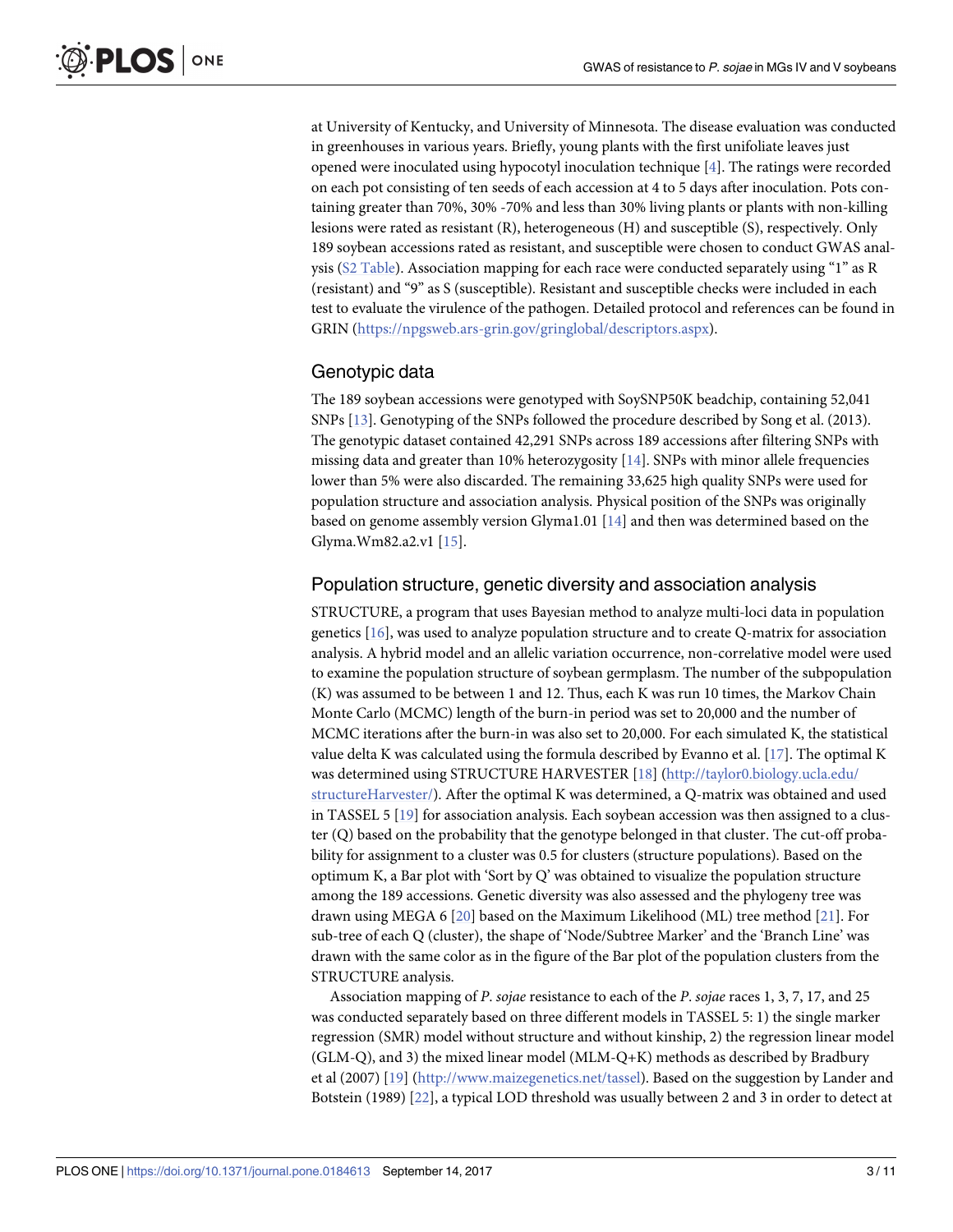at University of Kentucky, and University of Minnesota. The disease evaluation was conducted in greenhouses in various years. Briefly, young plants with the first unifoliate leaves just opened were inoculated using hypocotyl inoculation technique [4]. The ratings were recorded on each pot consisting of ten seeds of each accession at 4 to 5 days after inoculation. Pots containing greater than 70%, 30% -70% and less than 30% living plants or plants with non-killing lesions were rated as resistant (R), heterogeneous (H) and susceptible (S), respectively. Only 189 soybean accessions rated as resistant, and susceptible were chosen to conduct GWAS analysis (S2 Table). Association mapping for each race were conducted separately using "1" as R (resistant) and "9" as S (susceptible). Resistant and susceptible checks were included in each test to evaluate the virulence of the pathogen. Detailed protocol and references can be found in GRIN (https://npgsweb.ars-grin.gov/gringlobal/descriptors.aspx).

## Genotypic data

The 189 soybean accessions were genotyped with SoySNP50K beadchip, containing 52,041 SNPs [13]. Genotyping of the SNPs followed the procedure described by Song et al. (2013). The genotypic dataset contained 42,291 SNPs across 189 accessions after filtering SNPs with missing data and greater than 10% heterozygosity [14]. SNPs with minor allele frequencies lower than 5% were also discarded. The remaining 33,625 high quality SNPs were used for population structure and association analysis. Physical position of the SNPs was originally based on genome assembly version Glyma1.01 [14] and then was determined based on the Glyma.Wm82.a2.v1 [15].

## Population structure, genetic diversity and association analysis

STRUCTURE, a program that uses Bayesian method to analyze multi-loci data in population genetics [16], was used to analyze population structure and to create Q-matrix for association analysis. A hybrid model and an allelic variation occurrence, non-correlative model were used to examine the population structure of soybean germplasm. The number of the subpopulation (K) was assumed to be between 1 and 12. Thus, each K was run 10 times, the Markov Chain Monte Carlo (MCMC) length of the burn-in period was set to 20,000 and the number of MCMC iterations after the burn-in was also set to 20,000. For each simulated K, the statistical value delta K was calculated using the formula described by Evanno et al. [17]. The optimal K was determined using STRUCTURE HARVESTER [18] (http://taylor0.biology.ucla.edu/structureHarvester/). After the optimal K was determined, a Q-matrix was obtained and used in TASSEL 5 [19] for association analysis. Each soybean accession was then assigned to a cluster (Q) based on the probability that the genotype belonged in that cluster. The cut-off probability for assignment to a cluster was 0.5 for clusters (structure populations). Based on the optimum K, a Bar plot with 'Sort by Q' was obtained to visualize the population structure among the 189 accessions. Genetic diversity was also assessed and the phylogeny tree was drawn using MEGA 6 [20] based on the Maximum Likelihood (ML) tree method [21]. For sub-tree of each Q (cluster), the shape of 'Node/Subtree Marker' and the 'Branch Line' was drawn with the same color as in the figure of the Bar plot of the population clusters from the STRUCTURE analysis.

Association mapping of *P. sojae* resistance to each of the *P. sojae* races 1, 3, 7, 17, and 25 was conducted separately based on three different models in TASSEL 5: 1) the single marker regression (SMR) model without structure and without kinship, 2) the regression linear model (GLM-Q), and 3) the mixed linear model (MLM-Q+K) methods as described by Bradbury et al (2007) [19] (http://www.maizegenetics.net/tassel). Based on the suggestion by Lander and Botstein (1989) [22], a typical LOD threshold was usually between 2 and 3 in order to detect at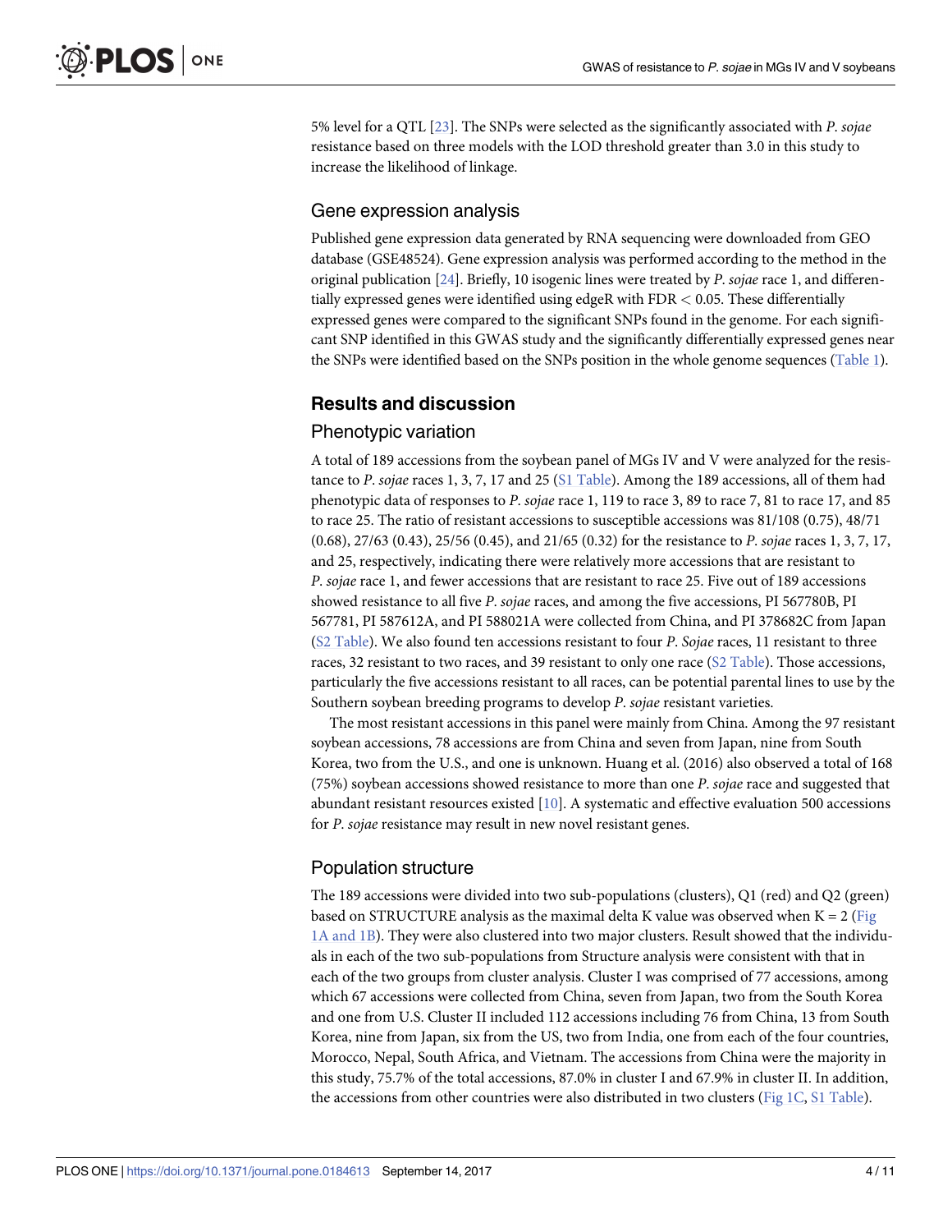5% level for a QTL [23]. The SNPs were selected as the significantly associated with *P. sojae* resistance based on three models with the LOD threshold greater than 3.0 in this study to increase the likelihood of linkage.

## Gene expression analysis

Published gene expression data generated by RNA sequencing were downloaded from GEO database (GSE48524). Gene expression analysis was performed according to the method in the original publication [24]. Briefly, 10 isogenic lines were treated by *P. sojae* race 1, and differentially expressed genes were identified using edgeR with FDR $< 0.05$. These differentially expressed genes were compared to the significant SNPs found in the genome. For each significant SNP identified in this GWAS study and the significantly differentially expressed genes near the SNPs were identified based on the SNPs position in the whole genome sequences (Table 1).

# Results and discussion

## Phenotypic variation

A total of 189 accessions from the soybean panel of MGs IV and V were analyzed for the resistance to *P. sojae* races 1, 3, 7, 17 and 25 (S1 Table). Among the 189 accessions, all of them had phenotypic data of responses to *P. sojae* race 1, 119 to race 3, 89 to race 7, 81 to race 17, and 85 to race 25. The ratio of resistant accessions to susceptible accessions was 81/108 (0.75), 48/71 (0.68), 27/63 (0.43), 25/56 (0.45), and 21/65 (0.32) for the resistance to *P. sojae* races 1, 3, 7, 17, and 25, respectively, indicating there were relatively more accessions that are resistant to *P. sojae* race 1, and fewer accessions that are resistant to race 25. Five out of 189 accessions showed resistance to all five *P. sojae* races, and among the five accessions, PI 567780B, PI 567781, PI 587612A, and PI 588021A were collected from China, and PI 378682C from Japan (S2 Table). We also found ten accessions resistant to four *P. Sojae* races, 11 resistant to three races, 32 resistant to two races, and 39 resistant to only one race (S2 Table). Those accessions, particularly the five accessions resistant to all races, can be potential parental lines to use by the Southern soybean breeding programs to develop *P. sojae* resistant varieties.

The most resistant accessions in this panel were mainly from China. Among the 97 resistant soybean accessions, 78 accessions are from China and seven from Japan, nine from South Korea, two from the U.S., and one is unknown. Huang et al. (2016) also observed a total of 168 (75%) soybean accessions showed resistance to more than one *P. sojae* race and suggested that abundant resistant resources existed [10]. A systematic and effective evaluation 500 accessions for *P. sojae* resistance may result in new novel resistant genes.

## Population structure

The 189 accessions were divided into two sub-populations (clusters), Q1 (red) and Q2 (green) based on STRUCTURE analysis as the maximal delta K value was observed when K = 2 (Fig 1A and 1B). They were also clustered into two major clusters. Result showed that the individuals in each of the two sub-populations from Structure analysis were consistent with that in each of the two groups from cluster analysis. Cluster I was comprised of 77 accessions, among which 67 accessions were collected from China, seven from Japan, two from the South Korea and one from U.S. Cluster II included 112 accessions including 76 from China, 13 from South Korea, nine from Japan, six from the US, two from India, one from each of the four countries, Morocco, Nepal, South Africa, and Vietnam. The accessions from China were the majority in this study, 75.7% of the total accessions, 87.0% in cluster I and 67.9% in cluster II. In addition, the accessions from other countries were also distributed in two clusters (Fig 1C, S1 Table).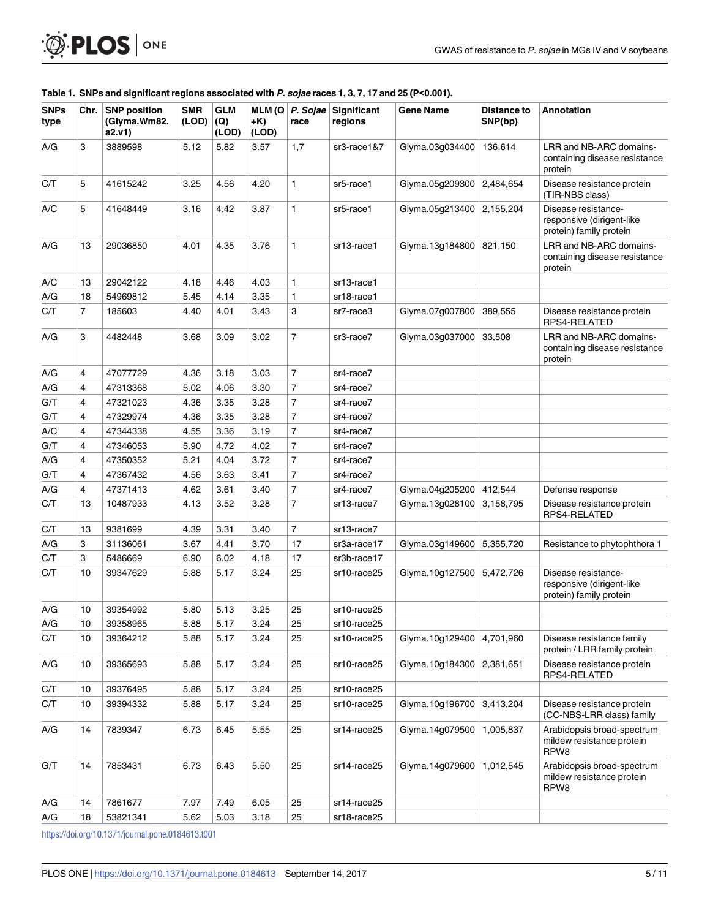**Table 1. SNPs and significant regions associated with *P. sojae* races 1, 3, 7, 17 and 25 (P<0.001).**

| SNPs type | Chr. | SNP position (Glyma.Wm82.a2.v1) | SMR (LOD) | GLM (Q) (LOD) | MLM (Q +K) (LOD) | *P. Sojae* race | Significant regions | Gene Name | Distance to SNP(bp) | Annotation |
|---|---|---|---|---|---|---|---|---|---|---|
| A/G | 3 | 3889598 | 5.12 | 5.82 | 3.57 | 1,7 | sr3-race1&7 | Glyma.03g034400 | 136,614 | LRR and NB-ARC domains-containing disease resistance protein |
| C/T | 5 | 41615242 | 3.25 | 4.56 | 4.20 | 1 | sr5-race1 | Glyma.05g209300 | 2,484,654 | Disease resistance protein (TIR-NBS class) |
| A/C | 5 | 41648449 | 3.16 | 4.42 | 3.87 | 1 | sr5-race1 | Glyma.05g213400 | 2,155,204 | Disease resistance-responsive (dirigent-like protein) family protein |
| A/G | 13 | 29036850 | 4.01 | 4.35 | 3.76 | 1 | sr13-race1 | Glyma.13g184800 | 821,150 | LRR and NB-ARC domains-containing disease resistance protein |
| A/C | 13 | 29042122 | 4.18 | 4.46 | 4.03 | 1 | sr13-race1 | | | |
| A/G | 18 | 54969812 | 5.45 | 4.14 | 3.35 | 1 | sr18-race1 | | | |
| C/T | 7 | 185603 | 4.40 | 4.01 | 3.43 | 3 | sr7-race3 | Glyma.07g007800 | 389,555 | Disease resistance protein RPS4-RELATED |
| A/G | 3 | 4482448 | 3.68 | 3.09 | 3.02 | 7 | sr3-race7 | Glyma.03g037000 | 33,508 | LRR and NB-ARC domains-containing disease resistance protein |
| A/G | 4 | 47077729 | 4.36 | 3.18 | 3.03 | 7 | sr4-race7 | | | |
| A/G | 4 | 47313368 | 5.02 | 4.06 | 3.30 | 7 | sr4-race7 | | | |
| G/T | 4 | 47321023 | 4.36 | 3.35 | 3.28 | 7 | sr4-race7 | | | |
| G/T | 4 | 47329974 | 4.36 | 3.35 | 3.28 | 7 | sr4-race7 | | | |
| A/C | 4 | 47344338 | 4.55 | 3.36 | 3.19 | 7 | sr4-race7 | | | |
| G/T | 4 | 47346053 | 5.90 | 4.72 | 4.02 | 7 | sr4-race7 | | | |
| A/G | 4 | 47350352 | 5.21 | 4.04 | 3.72 | 7 | sr4-race7 | | | |
| G/T | 4 | 47367432 | 4.56 | 3.63 | 3.41 | 7 | sr4-race7 | | | |
| A/G | 4 | 47371413 | 4.62 | 3.61 | 3.40 | 7 | sr4-race7 | Glyma.04g205200 | 412,544 | Defense response |
| C/T | 13 | 10487933 | 4.13 | 3.52 | 3.28 | 7 | sr13-race7 | Glyma.13g028100 | 3,158,795 | Disease resistance protein RPS4-RELATED |
| C/T | 13 | 9381699 | 4.39 | 3.31 | 3.40 | 7 | sr13-race7 | | | |
| A/G | 3 | 31136061 | 3.67 | 4.41 | 3.70 | 17 | sr3a-race17 | Glyma.03g149600 | 5,355,720 | Resistance to phytophthora 1 |
| C/T | 3 | 5486669 | 6.90 | 6.02 | 4.18 | 17 | sr3b-race17 | | | |
| C/T | 10 | 39347629 | 5.88 | 5.17 | 3.24 | 25 | sr10-race25 | Glyma.10g127500 | 5,472,726 | Disease resistance-responsive (dirigent-like protein) family protein |
| A/G | 10 | 39354992 | 5.80 | 5.13 | 3.25 | 25 | sr10-race25 | | | |
| A/G | 10 | 39358965 | 5.88 | 5.17 | 3.24 | 25 | sr10-race25 | | | |
| C/T | 10 | 39364212 | 5.88 | 5.17 | 3.24 | 25 | sr10-race25 | Glyma.10g129400 | 4,701,960 | Disease resistance family protein / LRR family protein |
| A/G | 10 | 39365693 | 5.88 | 5.17 | 3.24 | 25 | sr10-race25 | Glyma.10g184300 | 2,381,651 | Disease resistance protein RPS4-RELATED |
| C/T | 10 | 39376495 | 5.88 | 5.17 | 3.24 | 25 | sr10-race25 | | | |
| C/T | 10 | 39394332 | 5.88 | 5.17 | 3.24 | 25 | sr10-race25 | Glyma.10g196700 | 3,413,204 | Disease resistance protein (CC-NBS-LRR class) family |
| A/G | 14 | 7839347 | 6.73 | 6.45 | 5.55 | 25 | sr14-race25 | Glyma.14g079500 | 1,005,837 | Arabidopsis broad-spectrum mildew resistance protein RPW8 |
| G/T | 14 | 7853431 | 6.73 | 6.43 | 5.50 | 25 | sr14-race25 | Glyma.14g079600 | 1,012,545 | Arabidopsis broad-spectrum mildew resistance protein RPW8 |
| A/G | 14 | 7861677 | 7.97 | 7.49 | 6.05 | 25 | sr14-race25 | | | |
| A/G | 18 | 53821341 | 5.62 | 5.03 | 3.18 | 25 | sr18-race25 | | | |

https://doi.org/10.1371/journal.pone.0184613.t001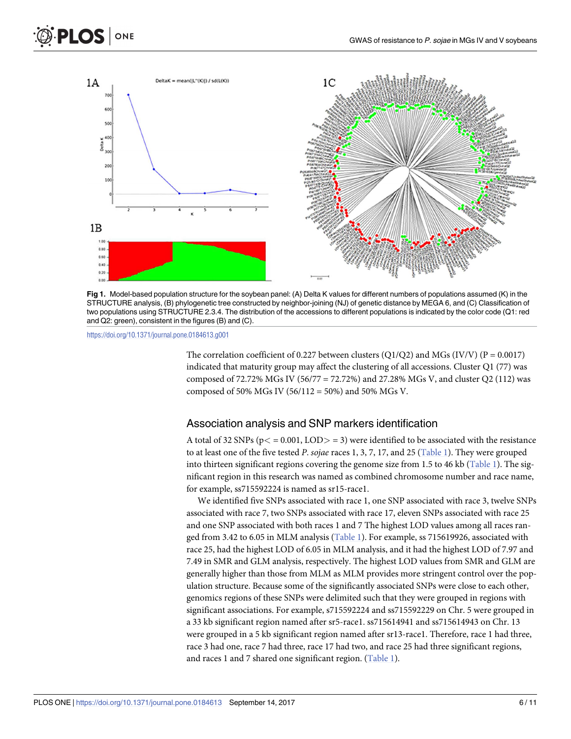**Fig 1.** Model-based population structure for the soybean panel: (A) Delta K values for different numbers of populations assumed (K) in the STRUCTURE analysis, (B) phylogenetic tree constructed by neighbor-joining (NJ) of genetic distance by MEGA 6, and (C) Classification of two populations using STRUCTURE 2.3.4. The distribution of the accessions to different populations is indicated by the color code (Q1: red and Q2: green), consistent in the figures (B) and (C).

https://doi.org/10.1371/journal.pone.0184613.g001

The correlation coefficient of 0.227 between clusters (Q1/Q2) and MGs (IV/V) (P = 0.0017) indicated that maturity group may affect the clustering of all accessions. Cluster Q1 (77) was composed of 72.72% MGs IV (56/77 = 72.72%) and 27.28% MGs V, and cluster Q2 (112) was composed of 50% MGs IV (56/112 = 50%) and 50% MGs V.

## Association analysis and SNP markers identification

A total of 32 SNPs (p< = 0.001, LOD> = 3) were identified to be associated with the resistance to at least one of the five tested *P. sojae* races 1, 3, 7, 17, and 25 (Table 1). They were grouped into thirteen significant regions covering the genome size from 1.5 to 46 kb (Table 1). The significant region in this research was named as combined chromosome number and race name, for example, ss715592224 is named as sr15-race1.

We identified five SNPs associated with race 1, one SNP associated with race 3, twelve SNPs associated with race 7, two SNPs associated with race 17, eleven SNPs associated with race 25 and one SNP associated with both races 1 and 7 The highest LOD values among all races ranged from 3.42 to 6.05 in MLM analysis (Table 1). For example, ss 715619926, associated with race 25, had the highest LOD of 6.05 in MLM analysis, and it had the highest LOD of 7.97 and 7.49 in SMR and GLM analysis, respectively. The highest LOD values from SMR and GLM are generally higher than those from MLM as MLM provides more stringent control over the population structure. Because some of the significantly associated SNPs were close to each other, genomics regions of these SNPs were delimited such that they were grouped in regions with significant associations. For example, s715592224 and ss715592229 on Chr. 5 were grouped in a 33 kb significant region named after sr5-race1. ss715614941 and ss715614943 on Chr. 13 were grouped in a 5 kb significant region named after sr13-race1. Therefore, race 1 had three, race 3 had one, race 7 had three, race 17 had two, and race 25 had three significant regions, and races 1 and 7 shared one significant region. (Table 1).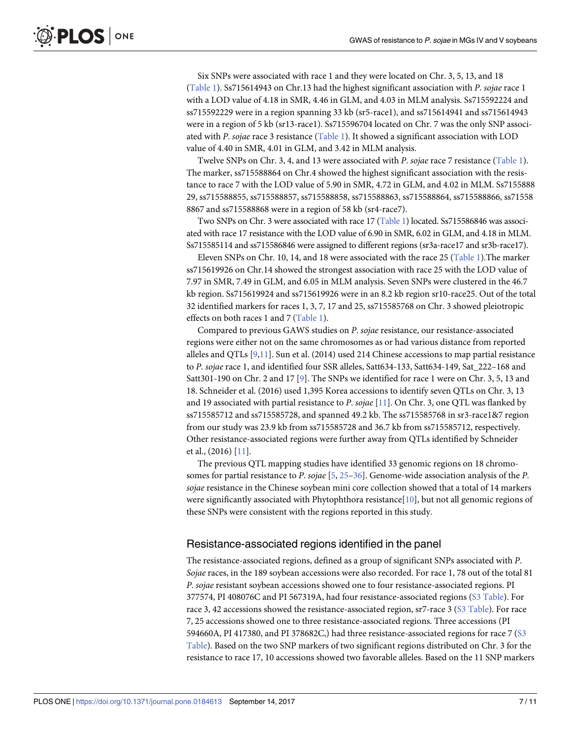Six SNPs were associated with race 1 and they were located on Chr. 3, 5, 13, and 18 (Table 1). Ss715614943 on Chr.13 had the highest significant association with *P. sojae* race 1 with a LOD value of 4.18 in SMR, 4.46 in GLM, and 4.03 in MLM analysis. Ss715592224 and ss715592229 were in a region spanning 33 kb (sr5-race1), and ss715614941 and ss715614943 were in a region of 5 kb (sr13-race1). Ss715596704 located on Chr. 7 was the only SNP associated with *P. sojae* race 3 resistance (Table 1). It showed a significant association with LOD value of 4.40 in SMR, 4.01 in GLM, and 3.42 in MLM analysis.

Twelve SNPs on Chr. 3, 4, and 13 were associated with *P. sojae* race 7 resistance (Table 1). The marker, ss715588864 on Chr.4 showed the highest significant association with the resistance to race 7 with the LOD value of 5.90 in SMR, 4.72 in GLM, and 4.02 in MLM. Ss715588829, ss715588855, ss715588857, ss715588858, ss715588863, ss715588864, ss715588866, ss715588867 and ss715588868 were in a region of 58 kb (sr4-race7).

Two SNPs on Chr. 3 were associated with race 17 (Table 1) located. Ss715586846 was associated with race 17 resistance with the LOD value of 6.90 in SMR, 6.02 in GLM, and 4.18 in MLM. Ss715585114 and ss715586846 were assigned to different regions (sr3a-race17 and sr3b-race17).

Eleven SNPs on Chr. 10, 14, and 18 were associated with the race 25 (Table 1).The marker ss715619926 on Chr.14 showed the strongest association with race 25 with the LOD value of 7.97 in SMR, 7.49 in GLM, and 6.05 in MLM analysis. Seven SNPs were clustered in the 46.7 kb region. Ss715619924 and ss715619926 were in an 8.2 kb region sr10-race25. Out of the total 32 identified markers for races 1, 3, 7, 17 and 25, ss715585768 on Chr. 3 showed pleiotropic effects on both races 1 and 7 (Table 1).

Compared to previous GAWS studies on *P. sojae* resistance, our resistance-associated regions were either not on the same chromosomes as or had various distance from reported alleles and QTLs [9,11]. Sun et al. (2014) used 214 Chinese accessions to map partial resistance to *P. sojae* race 1, and identified four SSR alleles, Satt634-133, Satt634-149, Sat_222–168 and Satt301-190 on Chr. 2 and 17 [9]. The SNPs we identified for race 1 were on Chr. 3, 5, 13 and 18. Schneider et al. (2016) used 1,395 Korea accessions to identify seven QTLs on Chr. 3, 13 and 19 associated with partial resistance to *P. sojae* [11]. On Chr. 3, one QTL was flanked by ss715585712 and ss715585728, and spanned 49.2 kb. The ss715585768 in sr3-race1&7 region from our study was 23.9 kb from ss715585728 and 36.7 kb from ss715585712, respectively. Other resistance-associated regions were further away from QTLs identified by Schneider et al., (2016) [11].

The previous QTL mapping studies have identified 33 genomic regions on 18 chromosomes for partial resistance to *P. sojae* [5, 25–36]. Genome-wide association analysis of the *P. sojae* resistance in the Chinese soybean mini core collection showed that a total of 14 markers were significantly associated with Phytophthora resistance[10], but not all genomic regions of these SNPs were consistent with the regions reported in this study.

## Resistance-associated regions identified in the panel

The resistance-associated regions, defined as a group of significant SNPs associated with *P. Sojae* races, in the 189 soybean accessions were also recorded. For race 1, 78 out of the total 81 *P. sojae* resistant soybean accessions showed one to four resistance-associated regions. PI 377574, PI 408076C and PI 567319A, had four resistance-associated regions (S3 Table). For race 3, 42 accessions showed the resistance-associated region, sr7-race 3 (S3 Table). For race 7, 25 accessions showed one to three resistance-associated regions. Three accessions (PI 594660A, PI 417380, and PI 378682C,) had three resistance-associated regions for race 7 (S3 Table). Based on the two SNP markers of two significant regions distributed on Chr. 3 for the resistance to race 17, 10 accessions showed two favorable alleles. Based on the 11 SNP markers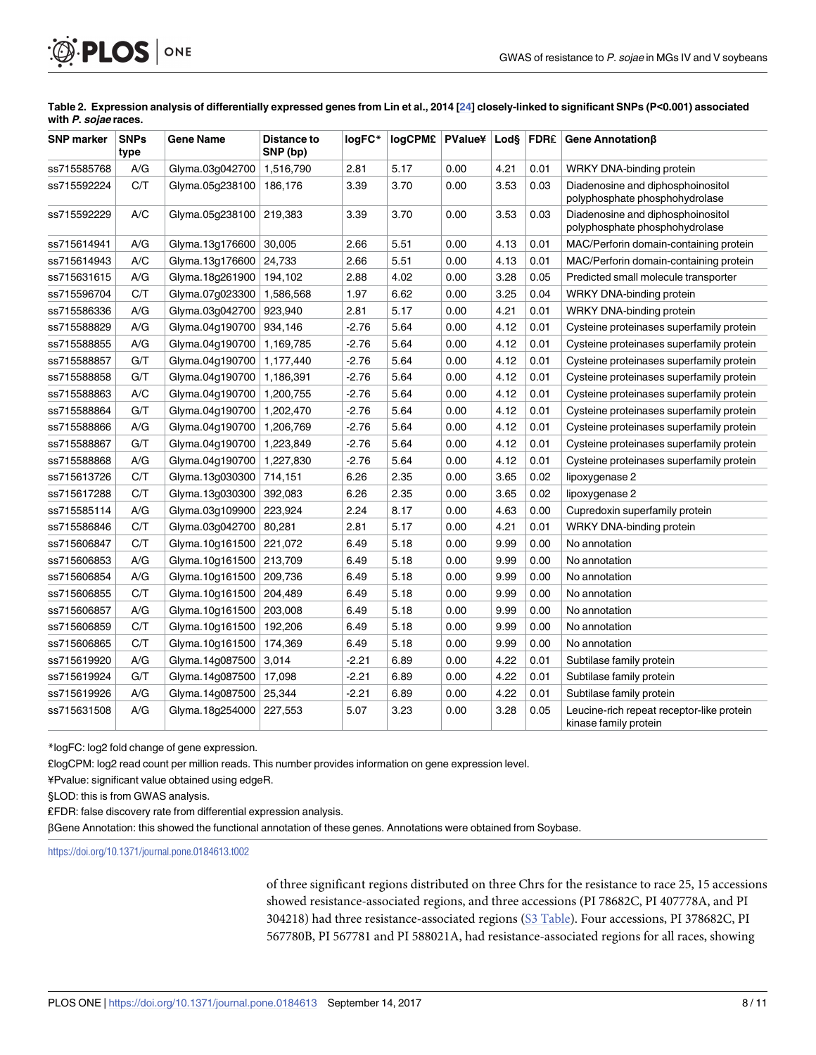**Table 2. Expression analysis of differentially expressed genes from Lin et al., 2014 [24] closely-linked to significant SNPs (P<0.001) associated with *P. sojae* races.**

| SNP marker | SNPs type | Gene Name | Distance to SNP (bp) | logFC* | logCPM£ | PValue¥ | Lod§ | FDR£ | Gene Annotationβ |
|---|---|---|---|---|---|---|---|---|---|
| ss715585768 | A/G | Glyma.03g042700 | 1,516,790 | 2.81 | 5.17 | 0.00 | 4.21 | 0.01 | WRKY DNA-binding protein |
| ss715592224 | C/T | Glyma.05g238100 | 186,176 | 3.39 | 3.70 | 0.00 | 3.53 | 0.03 | Diadenosine and diphosphoinositol polyphosphate phosphohydrolase |
| ss715592229 | A/C | Glyma.05g238100 | 219,383 | 3.39 | 3.70 | 0.00 | 3.53 | 0.03 | Diadenosine and diphosphoinositol polyphosphate phosphohydrolase |
| ss715614941 | A/G | Glyma.13g176600 | 30,005 | 2.66 | 5.51 | 0.00 | 4.13 | 0.01 | MAC/Perforin domain-containing protein |
| ss715614943 | A/C | Glyma.13g176600 | 24,733 | 2.66 | 5.51 | 0.00 | 4.13 | 0.01 | MAC/Perforin domain-containing protein |
| ss715631615 | A/G | Glyma.18g261900 | 194,102 | 2.88 | 4.02 | 0.00 | 3.28 | 0.05 | Predicted small molecule transporter |
| ss715596704 | C/T | Glyma.07g023300 | 1,586,568 | 1.97 | 6.62 | 0.00 | 3.25 | 0.04 | WRKY DNA-binding protein |
| ss715586336 | A/G | Glyma.03g042700 | 923,940 | 2.81 | 5.17 | 0.00 | 4.21 | 0.01 | WRKY DNA-binding protein |
| ss715588829 | A/G | Glyma.04g190700 | 934,146 | -2.76 | 5.64 | 0.00 | 4.12 | 0.01 | Cysteine proteinases superfamily protein |
| ss715588855 | A/G | Glyma.04g190700 | 1,169,785 | -2.76 | 5.64 | 0.00 | 4.12 | 0.01 | Cysteine proteinases superfamily protein |
| ss715588857 | G/T | Glyma.04g190700 | 1,177,440 | -2.76 | 5.64 | 0.00 | 4.12 | 0.01 | Cysteine proteinases superfamily protein |
| ss715588858 | G/T | Glyma.04g190700 | 1,186,391 | -2.76 | 5.64 | 0.00 | 4.12 | 0.01 | Cysteine proteinases superfamily protein |
| ss715588863 | A/C | Glyma.04g190700 | 1,200,755 | -2.76 | 5.64 | 0.00 | 4.12 | 0.01 | Cysteine proteinases superfamily protein |
| ss715588864 | G/T | Glyma.04g190700 | 1,202,470 | -2.76 | 5.64 | 0.00 | 4.12 | 0.01 | Cysteine proteinases superfamily protein |
| ss715588866 | A/G | Glyma.04g190700 | 1,206,769 | -2.76 | 5.64 | 0.00 | 4.12 | 0.01 | Cysteine proteinases superfamily protein |
| ss715588867 | G/T | Glyma.04g190700 | 1,223,849 | -2.76 | 5.64 | 0.00 | 4.12 | 0.01 | Cysteine proteinases superfamily protein |
| ss715588868 | A/G | Glyma.04g190700 | 1,227,830 | -2.76 | 5.64 | 0.00 | 4.12 | 0.01 | Cysteine proteinases superfamily protein |
| ss715613726 | C/T | Glyma.13g030300 | 714,151 | 6.26 | 2.35 | 0.00 | 3.65 | 0.02 | lipoxygenase 2 |
| ss715617288 | C/T | Glyma.13g030300 | 392,083 | 6.26 | 2.35 | 0.00 | 3.65 | 0.02 | lipoxygenase 2 |
| ss715585114 | A/G | Glyma.03g109900 | 223,924 | 2.24 | 8.17 | 0.00 | 4.63 | 0.00 | Cupredoxin superfamily protein |
| ss715586846 | C/T | Glyma.03g042700 | 80,281 | 2.81 | 5.17 | 0.00 | 4.21 | 0.01 | WRKY DNA-binding protein |
| ss715606847 | C/T | Glyma.10g161500 | 221,072 | 6.49 | 5.18 | 0.00 | 9.99 | 0.00 | No annotation |
| ss715606853 | A/G | Glyma.10g161500 | 213,709 | 6.49 | 5.18 | 0.00 | 9.99 | 0.00 | No annotation |
| ss715606854 | A/G | Glyma.10g161500 | 209,736 | 6.49 | 5.18 | 0.00 | 9.99 | 0.00 | No annotation |
| ss715606855 | C/T | Glyma.10g161500 | 204,489 | 6.49 | 5.18 | 0.00 | 9.99 | 0.00 | No annotation |
| ss715606857 | A/G | Glyma.10g161500 | 203,008 | 6.49 | 5.18 | 0.00 | 9.99 | 0.00 | No annotation |
| ss715606859 | C/T | Glyma.10g161500 | 192,206 | 6.49 | 5.18 | 0.00 | 9.99 | 0.00 | No annotation |
| ss715606865 | C/T | Glyma.10g161500 | 174,369 | 6.49 | 5.18 | 0.00 | 9.99 | 0.00 | No annotation |
| ss715619920 | A/G | Glyma.14g087500 | 3,014 | -2.21 | 6.89 | 0.00 | 4.22 | 0.01 | Subtilase family protein |
| ss715619924 | G/T | Glyma.14g087500 | 17,098 | -2.21 | 6.89 | 0.00 | 4.22 | 0.01 | Subtilase family protein |
| ss715619926 | A/G | Glyma.14g087500 | 25,344 | -2.21 | 6.89 | 0.00 | 4.22 | 0.01 | Subtilase family protein |
| ss715631508 | A/G | Glyma.18g254000 | 227,553 | 5.07 | 3.23 | 0.00 | 3.28 | 0.05 | Leucine-rich repeat receptor-like protein kinase family protein |

*logFC: log2 fold change of gene expression.

£logCPM: log2 read count per million reads. This number provides information on gene expression level.

¥Pvalue: significant value obtained using edgeR.

§LOD: this is from GWAS analysis.

₤FDR: false discovery rate from differential expression analysis.

βGene Annotation: this showed the functional annotation of these genes. Annotations were obtained from Soybase.

https://doi.org/10.1371/journal.pone.0184613.t002

of three significant regions distributed on three Chrs for the resistance to race 25, 15 accessions showed resistance-associated regions, and three accessions (PI 78682C, PI 407778A, and PI 304218) had three resistance-associated regions (S3 Table). Four accessions, PI 378682C, PI 567780B, PI 567781 and PI 588021A, had resistance-associated regions for all races, showing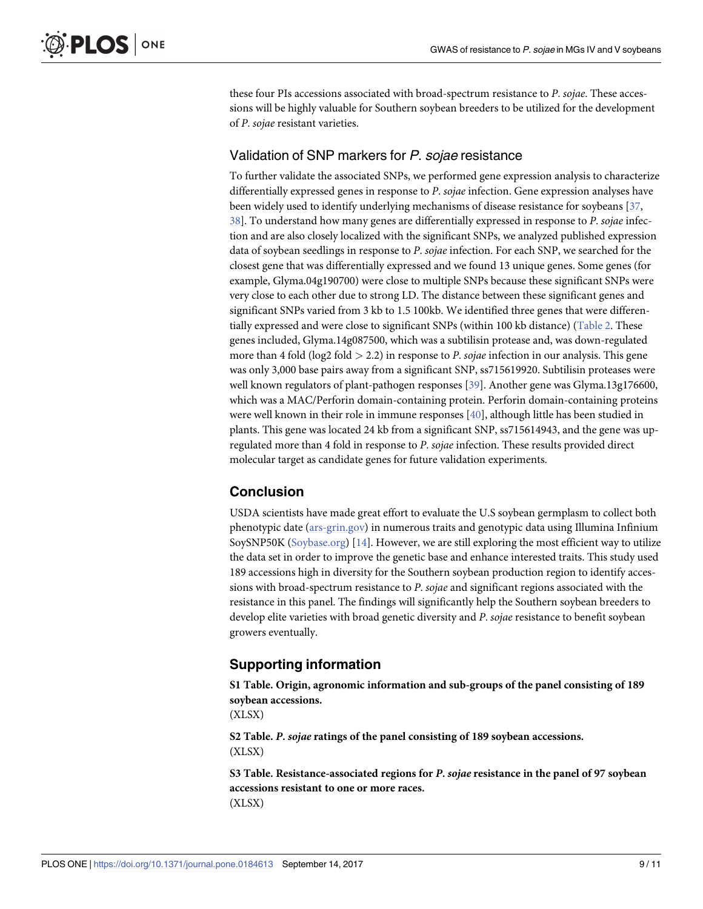these four PIs accessions associated with broad-spectrum resistance to *P*. *sojae*. These accessions will be highly valuable for Southern soybean breeders to be utilized for the development of *P*. *sojae* resistant varieties.

## Validation of SNP markers for *P*. *sojae* resistance

To further validate the associated SNPs, we performed gene expression analysis to characterize differentially expressed genes in response to *P*. *sojae* infection. Gene expression analyses have been widely used to identify underlying mechanisms of disease resistance for soybeans [37, 38]. To understand how many genes are differentially expressed in response to *P*. *sojae* infection and are also closely localized with the significant SNPs, we analyzed published expression data of soybean seedlings in response to *P*. *sojae* infection. For each SNP, we searched for the closest gene that was differentially expressed and we found 13 unique genes. Some genes (for example, Glyma.04g190700) were close to multiple SNPs because these significant SNPs were very close to each other due to strong LD. The distance between these significant genes and significant SNPs varied from 3 kb to 1.5 100kb. We identified three genes that were differentially expressed and were close to significant SNPs (within 100 kb distance) (Table 2. These genes included, Glyma.14g087500, which was a subtilisin protease and, was down-regulated more than 4 fold (log2 fold > 2.2) in response to *P*. *sojae* infection in our analysis. This gene was only 3,000 base pairs away from a significant SNP, ss715619920. Subtilisin proteases were well known regulators of plant-pathogen responses [39]. Another gene was Glyma.13g176600, which was a MAC/Perforin domain-containing protein. Perforin domain-containing proteins were well known in their role in immune responses [40], although little has been studied in plants. This gene was located 24 kb from a significant SNP, ss715614943, and the gene was up-regulated more than 4 fold in response to *P*. *sojae* infection. These results provided direct molecular target as candidate genes for future validation experiments.

## Conclusion

USDA scientists have made great effort to evaluate the U.S soybean germplasm to collect both phenotypic date (ars-grin.gov) in numerous traits and genotypic data using Illumina Infinium SoySNP50K (Soybase.org) [14]. However, we are still exploring the most efficient way to utilize the data set in order to improve the genetic base and enhance interested traits. This study used 189 accessions high in diversity for the Southern soybean production region to identify accessions with broad-spectrum resistance to *P*. *sojae* and significant regions associated with the resistance in this panel. The findings will significantly help the Southern soybean breeders to develop elite varieties with broad genetic diversity and *P*. *sojae* resistance to benefit soybean growers eventually.

## Supporting information

**S1 Table. Origin, agronomic information and sub-groups of the panel consisting of 189 soybean accessions.**
(XLSX)

**S2 Table. *P*. *sojae* ratings of the panel consisting of 189 soybean accessions.**
(XLSX)

**S3 Table. Resistance-associated regions for *P*. *sojae* resistance in the panel of 97 soybean accessions resistant to one or more races.**
(XLSX)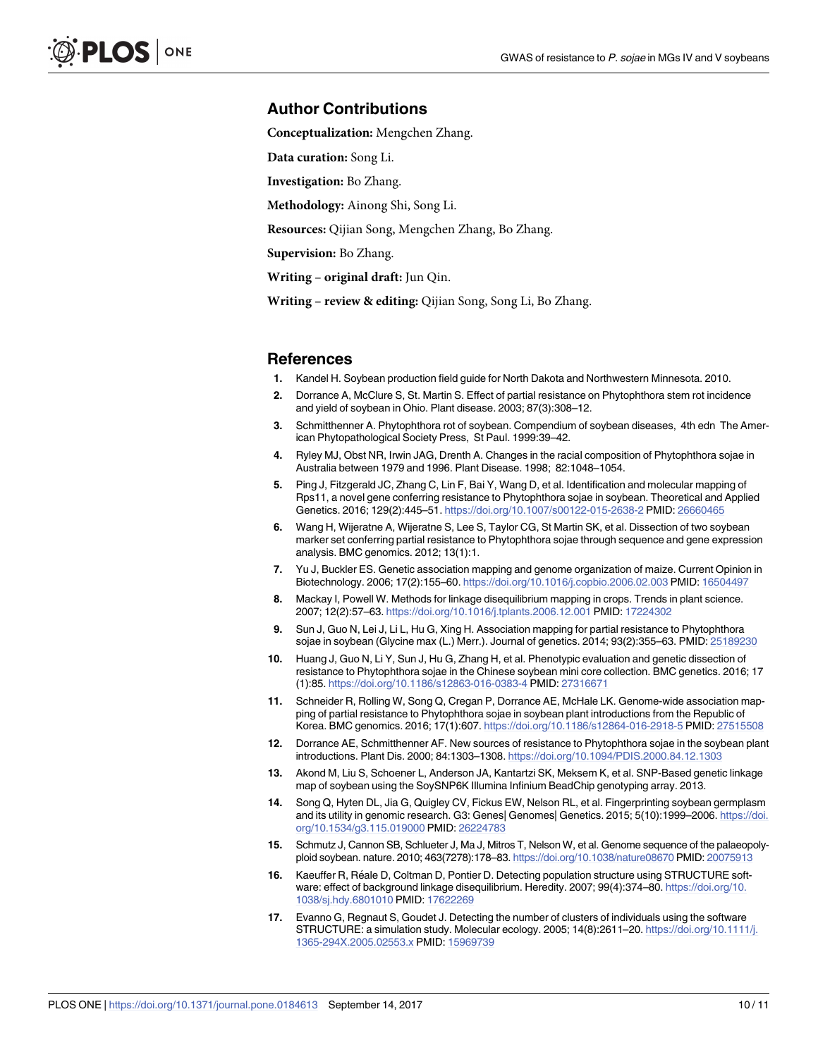## Author Contributions

**Conceptualization:** Mengchen Zhang.

**Data curation:** Song Li.

**Investigation:** Bo Zhang.

**Methodology:** Ainong Shi, Song Li.

**Resources:** Qijian Song, Mengchen Zhang, Bo Zhang.

**Supervision:** Bo Zhang.

**Writing – original draft:** Jun Qin.

**Writing – review & editing:** Qijian Song, Song Li, Bo Zhang.

## References

1. Kandel H. Soybean production field guide for North Dakota and Northwestern Minnesota. 2010.
2. Dorrance A, McClure S, St. Martin S. Effect of partial resistance on Phytophthora stem rot incidence and yield of soybean in Ohio. Plant disease. 2003; 87(3):308–12.
3. Schmitthenner A. Phytophthora rot of soybean. Compendium of soybean diseases, 4th edn The American Phytopathological Society Press, St Paul. 1999:39–42.
4. Ryley MJ, Obst NR, Irwin JAG, Drenth A. Changes in the racial composition of Phytophthora sojae in Australia between 1979 and 1996. Plant Disease. 1998; 82:1048–1054.
5. Ping J, Fitzgerald JC, Zhang C, Lin F, Bai Y, Wang D, et al. Identification and molecular mapping of Rps11, a novel gene conferring resistance to Phytophthora sojae in soybean. Theoretical and Applied Genetics. 2016; 129(2):445–51. https://doi.org/10.1007/s00122-015-2638-2 PMID: 26660465
6. Wang H, Wijeratne A, Wijeratne S, Lee S, Taylor CG, St Martin SK, et al. Dissection of two soybean marker set conferring partial resistance to Phytophthora sojae through sequence and gene expression analysis. BMC genomics. 2012; 13(1):1.
7. Yu J, Buckler ES. Genetic association mapping and genome organization of maize. Current Opinion in Biotechnology. 2006; 17(2):155–60. https://doi.org/10.1016/j.copbio.2006.02.003 PMID: 16504497
8. Mackay I, Powell W. Methods for linkage disequilibrium mapping in crops. Trends in plant science. 2007; 12(2):57–63. https://doi.org/10.1016/j.tplants.2006.12.001 PMID: 17224302
9. Sun J, Guo N, Lei J, Li L, Hu G, Xing H. Association mapping for partial resistance to Phytophthora sojae in soybean (Glycine max (L.) Merr.). Journal of genetics. 2014; 93(2):355–63. PMID: 25189230
10. Huang J, Guo N, Li Y, Sun J, Hu G, Zhang H, et al. Phenotypic evaluation and genetic dissection of resistance to Phytophthora sojae in the Chinese soybean mini core collection. BMC genetics. 2016; 17 (1):85. https://doi.org/10.1186/s12863-016-0383-4 PMID: 27316671
11. Schneider R, Rolling W, Song Q, Cregan P, Dorrance AE, McHale LK. Genome-wide association mapping of partial resistance to Phytophthora sojae in soybean plant introductions from the Republic of Korea. BMC genomics. 2016; 17(1):607. https://doi.org/10.1186/s12864-016-2918-5 PMID: 27515508
12. Dorrance AE, Schmitthenner AF. New sources of resistance to Phytophthora sojae in the soybean plant introductions. Plant Dis. 2000; 84:1303–1308. https://doi.org/10.1094/PDIS.2000.84.12.1303
13. Akond M, Liu S, Schoener L, Anderson JA, Kantartzi SK, Meksem K, et al. SNP-Based genetic linkage map of soybean using the SoySNP6K Illumina Infinium BeadChip genotyping array. 2013.
14. Song Q, Hyten DL, Jia G, Quigley CV, Fickus EW, Nelson RL, et al. Fingerprinting soybean germplasm and its utility in genomic research. G3: Genes| Genomes| Genetics. 2015; 5(10):1999–2006. https://doi.org/10.1534/g3.115.019000 PMID: 26224783
15. Schmutz J, Cannon SB, Schlueter J, Ma J, Mitros T, Nelson W, et al. Genome sequence of the palaeopolyploid soybean. nature. 2010; 463(7278):178–83. https://doi.org/10.1038/nature08670 PMID: 20075913
16. Kaeuffer R, Réale D, Coltman D, Pontier D. Detecting population structure using STRUCTURE software: effect of background linkage disequilibrium. Heredity. 2007; 99(4):374–80. https://doi.org/10.1038/sj.hdy.6801010 PMID: 17622269
17. Evanno G, Regnaut S, Goudet J. Detecting the number of clusters of individuals using the software STRUCTURE: a simulation study. Molecular ecology. 2005; 14(8):2611–20. https://doi.org/10.1111/j.1365-294X.2005.02553.x PMID: 15969739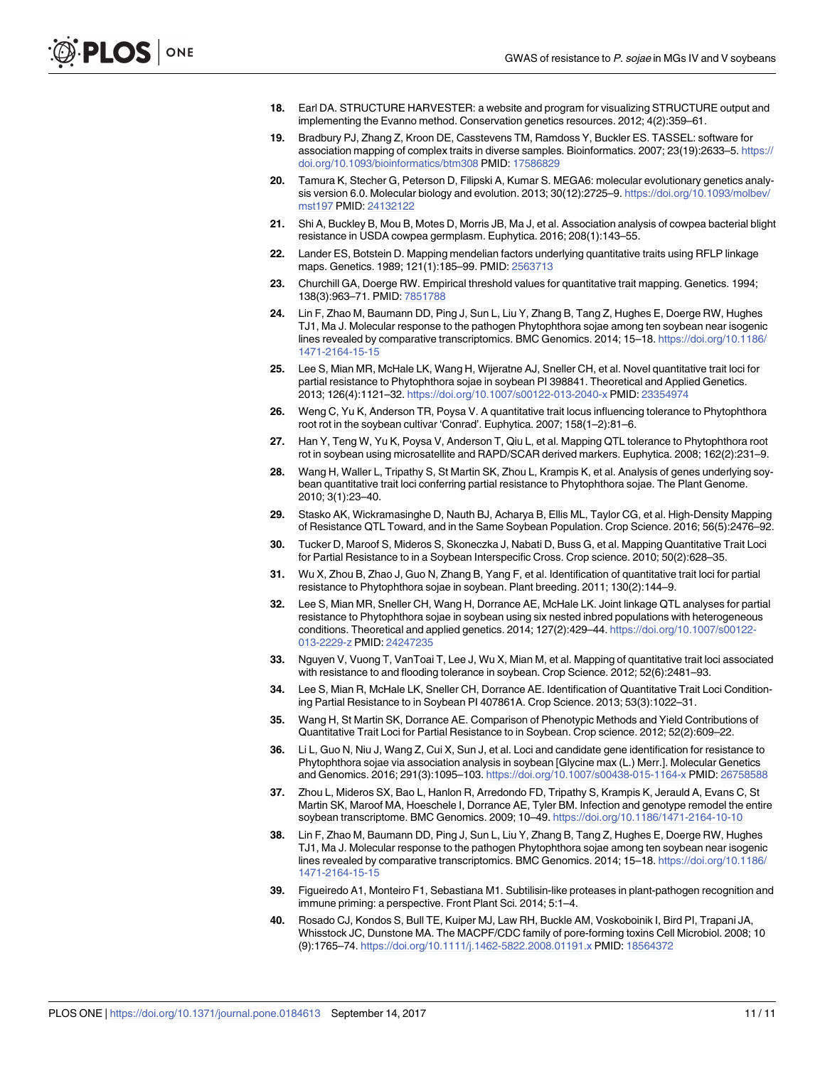18. Earl DA. STRUCTURE HARVESTER: a website and program for visualizing STRUCTURE output and implementing the Evanno method. Conservation genetics resources. 2012; 4(2):359–61.
19. Bradbury PJ, Zhang Z, Kroon DE, Casstevens TM, Ramdoss Y, Buckler ES. TASSEL: software for association mapping of complex traits in diverse samples. Bioinformatics. 2007; 23(19):2633–5. https://doi.org/10.1093/bioinformatics/btm308 PMID: 17586829
20. Tamura K, Stecher G, Peterson D, Filipski A, Kumar S. MEGA6: molecular evolutionary genetics analysis version 6.0. Molecular biology and evolution. 2013; 30(12):2725–9. https://doi.org/10.1093/molbev/mst197 PMID: 24132122
21. Shi A, Buckley B, Mou B, Motes D, Morris JB, Ma J, et al. Association analysis of cowpea bacterial blight resistance in USDA cowpea germplasm. Euphytica. 2016; 208(1):143–55.
22. Lander ES, Botstein D. Mapping mendelian factors underlying quantitative traits using RFLP linkage maps. Genetics. 1989; 121(1):185–99. PMID: 2563713
23. Churchill GA, Doerge RW. Empirical threshold values for quantitative trait mapping. Genetics. 1994; 138(3):963–71. PMID: 7851788
24. Lin F, Zhao M, Baumann DD, Ping J, Sun L, Liu Y, Zhang B, Tang Z, Hughes E, Doerge RW, Hughes TJ1, Ma J. Molecular response to the pathogen Phytophthora sojae among ten soybean near isogenic lines revealed by comparative transcriptomics. BMC Genomics. 2014; 15–18. https://doi.org/10.1186/1471-2164-15-15
25. Lee S, Mian MR, McHale LK, Wang H, Wijeratne AJ, Sneller CH, et al. Novel quantitative trait loci for partial resistance to Phytophthora sojae in soybean PI 398841. Theoretical and Applied Genetics. 2013; 126(4):1121–32. https://doi.org/10.1007/s00122-013-2040-x PMID: 23354974
26. Weng C, Yu K, Anderson TR, Poysa V. A quantitative trait locus influencing tolerance to Phytophthora root rot in the soybean cultivar 'Conrad'. Euphytica. 2007; 158(1–2):81–6.
27. Han Y, Teng W, Yu K, Poysa V, Anderson T, Qiu L, et al. Mapping QTL tolerance to Phytophthora root rot in soybean using microsatellite and RAPD/SCAR derived markers. Euphytica. 2008; 162(2):231–9.
28. Wang H, Waller L, Tripathy S, St Martin SK, Zhou L, Krampis K, et al. Analysis of genes underlying soybean quantitative trait loci conferring partial resistance to Phytophthora sojae. The Plant Genome. 2010; 3(1):23–40.
29. Stasko AK, Wickramasinghe D, Nauth BJ, Acharya B, Ellis ML, Taylor CG, et al. High-Density Mapping of Resistance QTL Toward, and in the Same Soybean Population. Crop Science. 2016; 56(5):2476–92.
30. Tucker D, Maroof S, Mideros S, Skoneczka J, Nabati D, Buss G, et al. Mapping Quantitative Trait Loci for Partial Resistance to in a Soybean Interspecific Cross. Crop science. 2010; 50(2):628–35.
31. Wu X, Zhou B, Zhao J, Guo N, Zhang B, Yang F, et al. Identification of quantitative trait loci for partial resistance to Phytophthora sojae in soybean. Plant breeding. 2011; 130(2):144–9.
32. Lee S, Mian MR, Sneller CH, Wang H, Dorrance AE, McHale LK. Joint linkage QTL analyses for partial resistance to Phytophthora sojae in soybean using six nested inbred populations with heterogeneous conditions. Theoretical and applied genetics. 2014; 127(2):429–44. https://doi.org/10.1007/s00122-013-2229-z PMID: 24247235
33. Nguyen V, Vuong T, VanToai T, Lee J, Wu X, Mian M, et al. Mapping of quantitative trait loci associated with resistance to and flooding tolerance in soybean. Crop Science. 2012; 52(6):2481–93.
34. Lee S, Mian R, McHale LK, Sneller CH, Dorrance AE. Identification of Quantitative Trait Loci Conditioning Partial Resistance to in Soybean PI 407861A. Crop Science. 2013; 53(3):1022–31.
35. Wang H, St Martin SK, Dorrance AE. Comparison of Phenotypic Methods and Yield Contributions of Quantitative Trait Loci for Partial Resistance to in Soybean. Crop science. 2012; 52(2):609–22.
36. Li L, Guo N, Niu J, Wang Z, Cui X, Sun J, et al. Loci and candidate gene identification for resistance to Phytophthora sojae via association analysis in soybean [Glycine max (L.) Merr.]. Molecular Genetics and Genomics. 2016; 291(3):1095–103. https://doi.org/10.1007/s00438-015-1164-x PMID: 26758588
37. Zhou L, Mideros SX, Bao L, Hanlon R, Arredondo FD, Tripathy S, Krampis K, Jerauld A, Evans C, St Martin SK, Maroof MA, Hoeschele I, Dorrance AE, Tyler BM. Infection and genotype remodel the entire soybean transcriptome. BMC Genomics. 2009; 10–49. https://doi.org/10.1186/1471-2164-10-10
38. Lin F, Zhao M, Baumann DD, Ping J, Sun L, Liu Y, Zhang B, Tang Z, Hughes E, Doerge RW, Hughes TJ1, Ma J. Molecular response to the pathogen Phytophthora sojae among ten soybean near isogenic lines revealed by comparative transcriptomics. BMC Genomics. 2014; 15–18. https://doi.org/10.1186/1471-2164-15-15
39. Figueiredo A1, Monteiro F1, Sebastiana M1. Subtilisin-like proteases in plant-pathogen recognition and immune priming: a perspective. Front Plant Sci. 2014; 5:1–4.
40. Rosado CJ, Kondos S, Bull TE, Kuiper MJ, Law RH, Buckle AM, Voskoboinik I, Bird PI, Trapani JA, Whisstock JC, Dunstone MA. The MACPF/CDC family of pore-forming toxins Cell Microbiol. 2008; 10 (9):1765–74. https://doi.org/10.1111/j.1462-5822.2008.01191.x PMID: 18564372